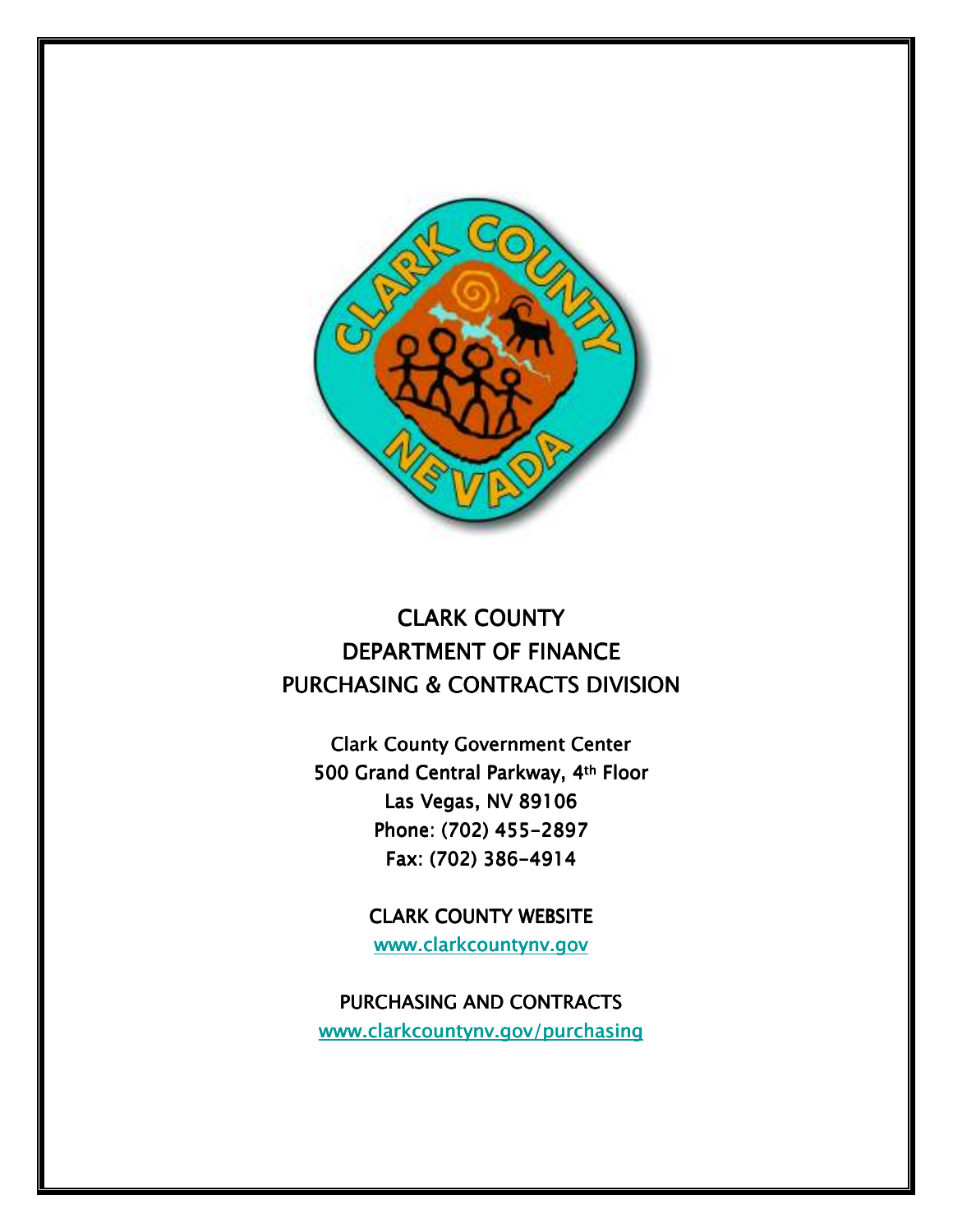# CLARK COUNTY
# DEPARTMENT OF FINANCE
# PURCHASING & CONTRACTS DIVISION

Clark County Government Center
500 Grand Central Parkway, 4th Floor
Las Vegas, NV 89106
Phone: (702) 455-2897
Fax: (702) 386-4914

CLARK COUNTY WEBSITE
www.clarkcountynv.gov

PURCHASING AND CONTRACTS
www.clarkcountynv.gov/purchasing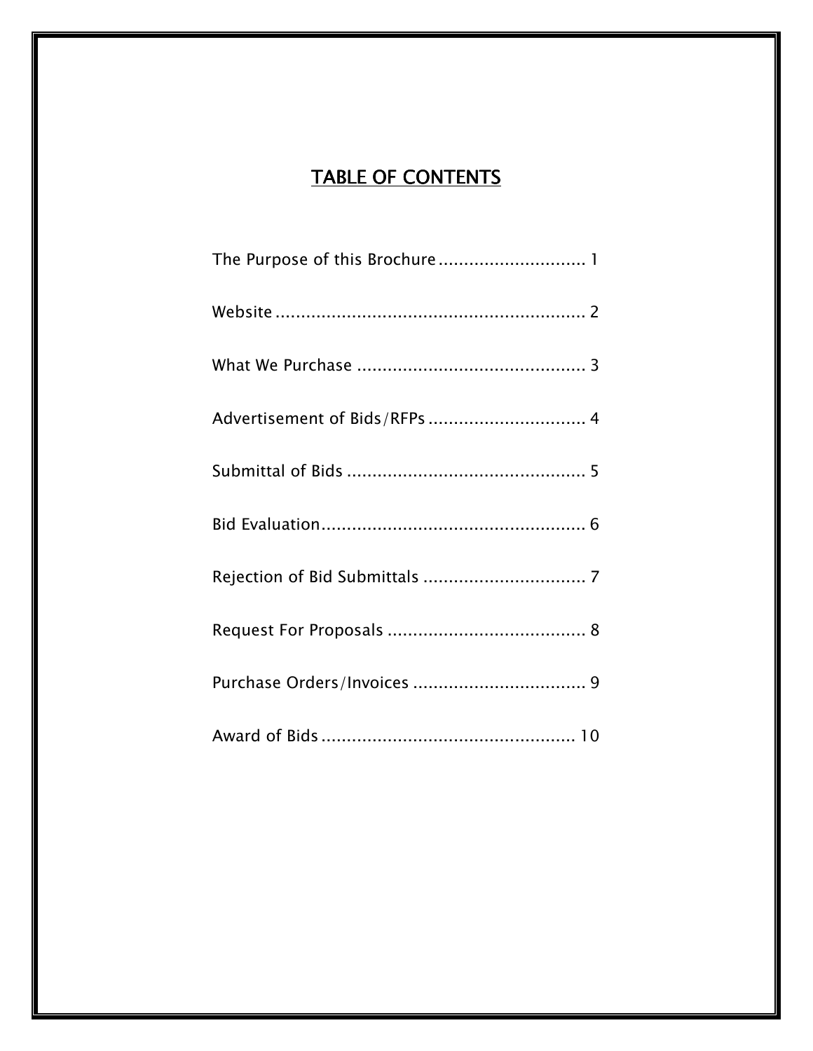# TABLE OF CONTENTS

The Purpose of this Brochure ............................ 1

Website ............................................................ 2

What We Purchase ............................................ 3

Advertisement of Bids/RFPs .............................. 4

Submittal of Bids .............................................. 5

Bid Evaluation................................................... 6

Rejection of Bid Submittals ............................... 7

Request For Proposals ...................................... 8

Purchase Orders/Invoices ................................. 9

Award of Bids ................................................. 10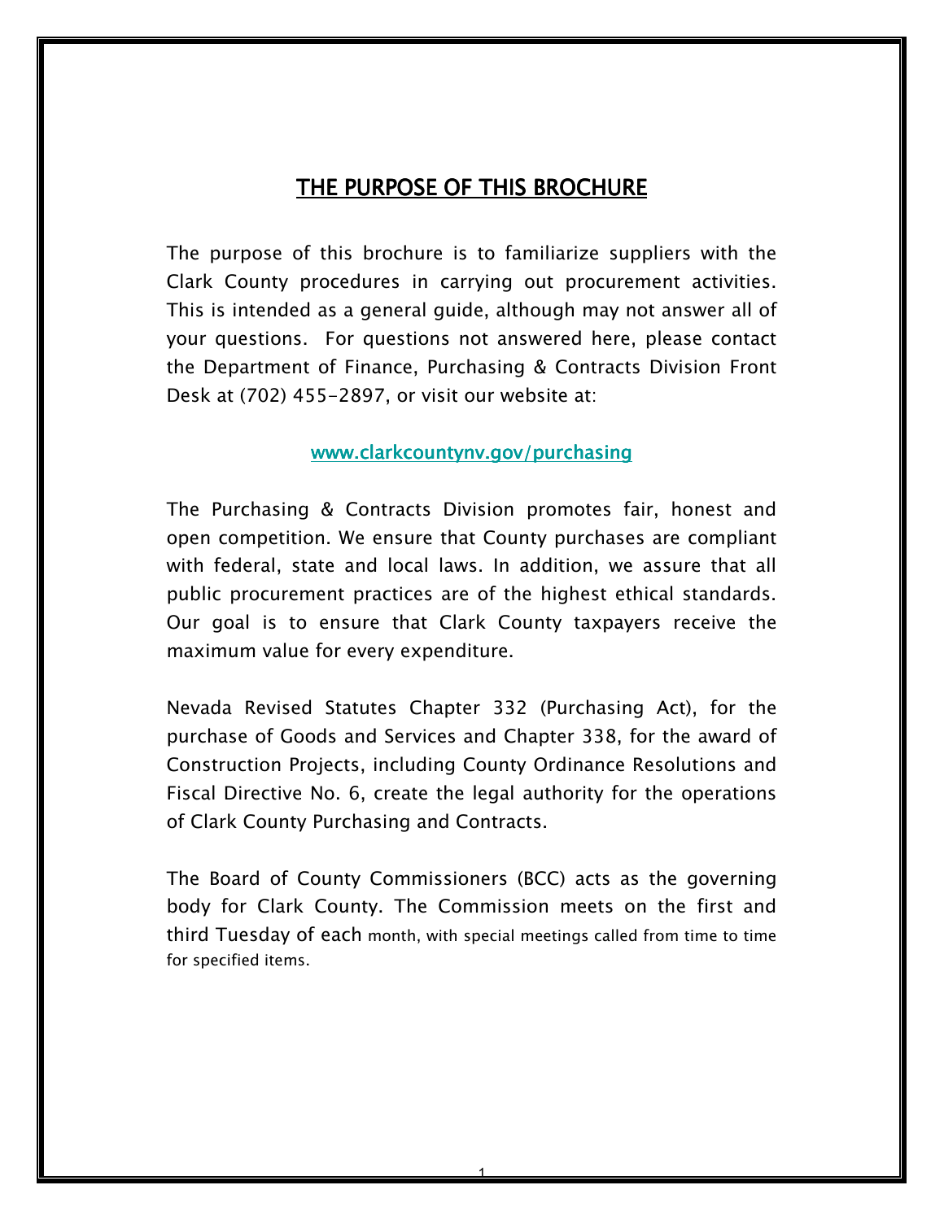## THE PURPOSE OF THIS BROCHURE

The purpose of this brochure is to familiarize suppliers with the Clark County procedures in carrying out procurement activities. This is intended as a general guide, although may not answer all of your questions. For questions not answered here, please contact the Department of Finance, Purchasing & Contracts Division Front Desk at (702) 455-2897, or visit our website at:

[www.clarkcountynv.gov/purchasing](http://www.clarkcountynv.gov/purchasing)

The Purchasing & Contracts Division promotes fair, honest and open competition. We ensure that County purchases are compliant with federal, state and local laws. In addition, we assure that all public procurement practices are of the highest ethical standards. Our goal is to ensure that Clark County taxpayers receive the maximum value for every expenditure.

Nevada Revised Statutes Chapter 332 (Purchasing Act), for the purchase of Goods and Services and Chapter 338, for the award of Construction Projects, including County Ordinance Resolutions and Fiscal Directive No. 6, create the legal authority for the operations of Clark County Purchasing and Contracts.

The Board of County Commissioners (BCC) acts as the governing body for Clark County. The Commission meets on the first and third Tuesday of each month, with special meetings called from time to time for specified items.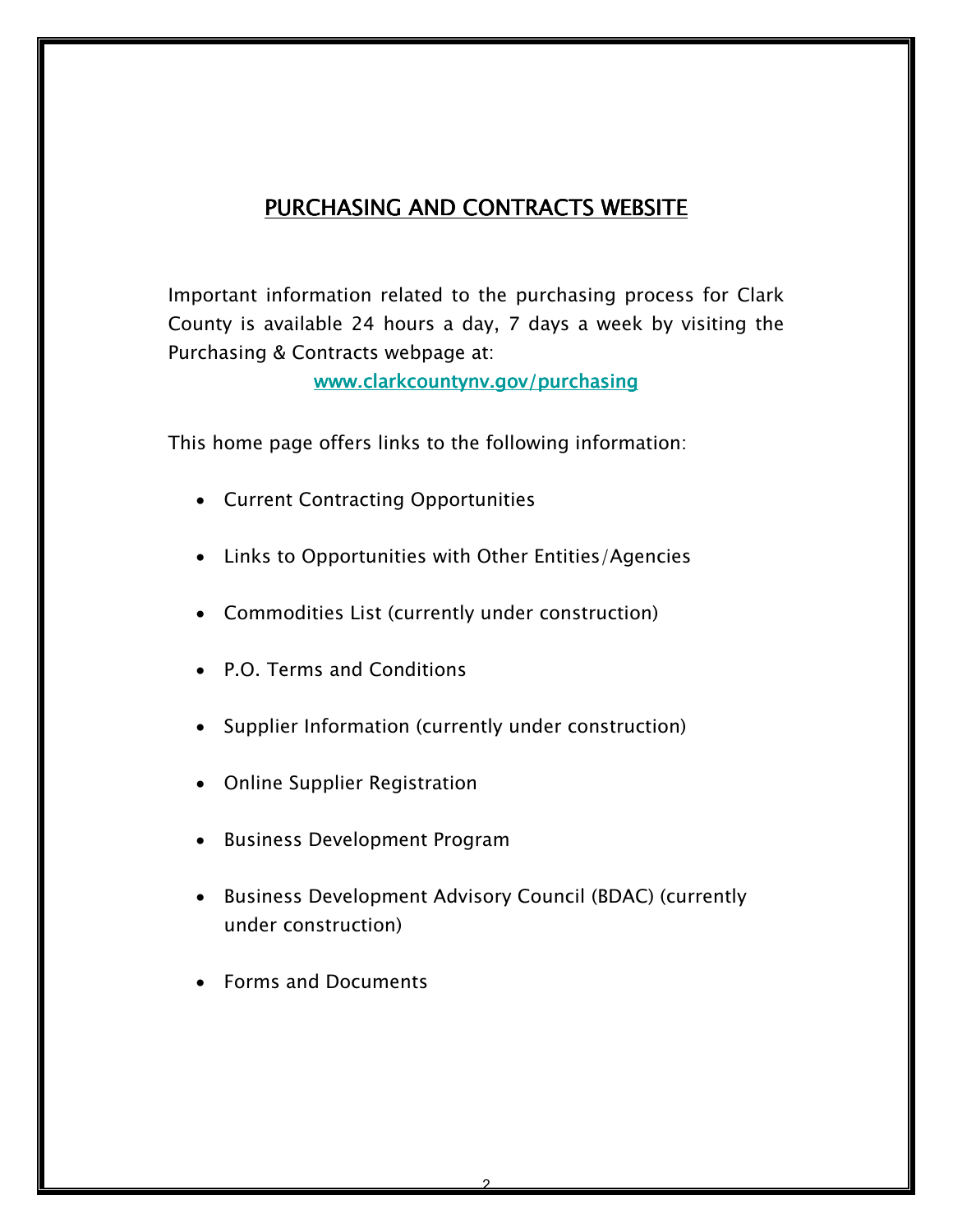# PURCHASING AND CONTRACTS WEBSITE

Important information related to the purchasing process for Clark County is available 24 hours a day, 7 days a week by visiting the Purchasing & Contracts webpage at:

www.clarkcountynv.gov/purchasing

This home page offers links to the following information:

- Current Contracting Opportunities
- Links to Opportunities with Other Entities/Agencies
- Commodities List (currently under construction)
- P.O. Terms and Conditions
- Supplier Information (currently under construction)
- Online Supplier Registration
- Business Development Program
- Business Development Advisory Council (BDAC) (currently under construction)
- Forms and Documents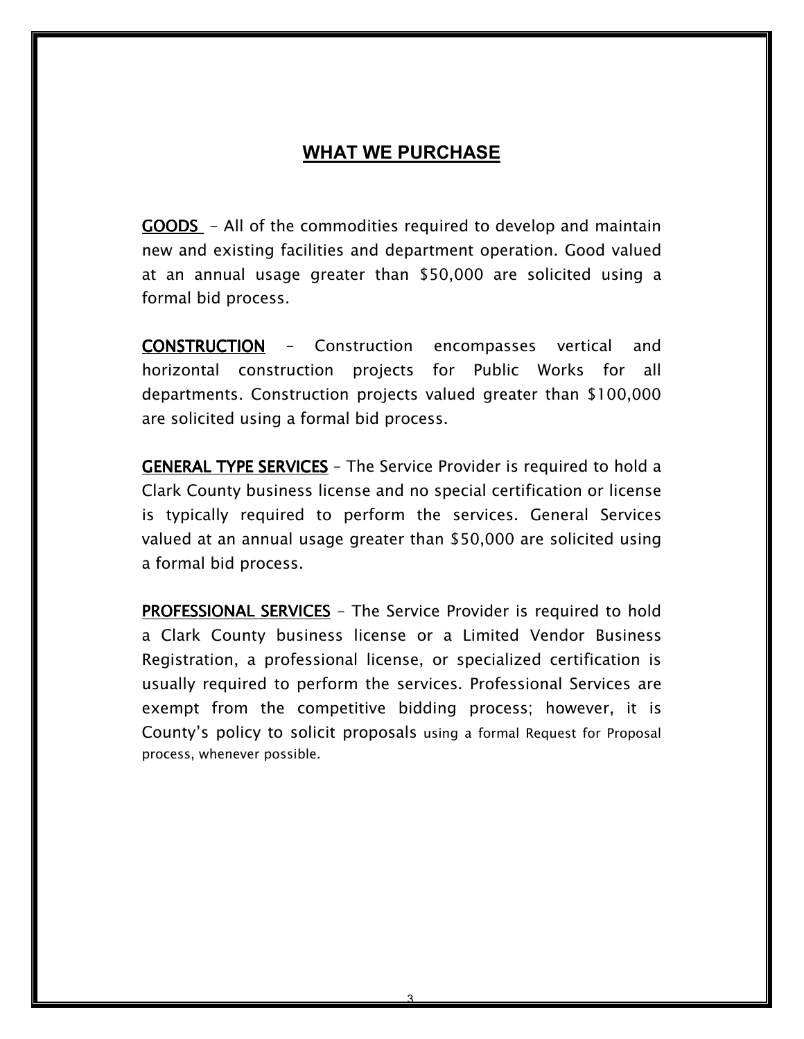# WHAT WE PURCHASE

**GOODS** - All of the commodities required to develop and maintain new and existing facilities and department operation. Good valued at an annual usage greater than $50,000 are solicited using a formal bid process.

**CONSTRUCTION** – Construction encompasses vertical and horizontal construction projects for Public Works for all departments. Construction projects valued greater than $100,000 are solicited using a formal bid process.

**GENERAL TYPE SERVICES** – The Service Provider is required to hold a Clark County business license and no special certification or license is typically required to perform the services. General Services valued at an annual usage greater than $50,000 are solicited using a formal bid process.

**PROFESSIONAL SERVICES** – The Service Provider is required to hold a Clark County business license or a Limited Vendor Business Registration, a professional license, or specialized certification is usually required to perform the services. Professional Services are exempt from the competitive bidding process; however, it is County's policy to solicit proposals using a formal Request for Proposal process, whenever possible.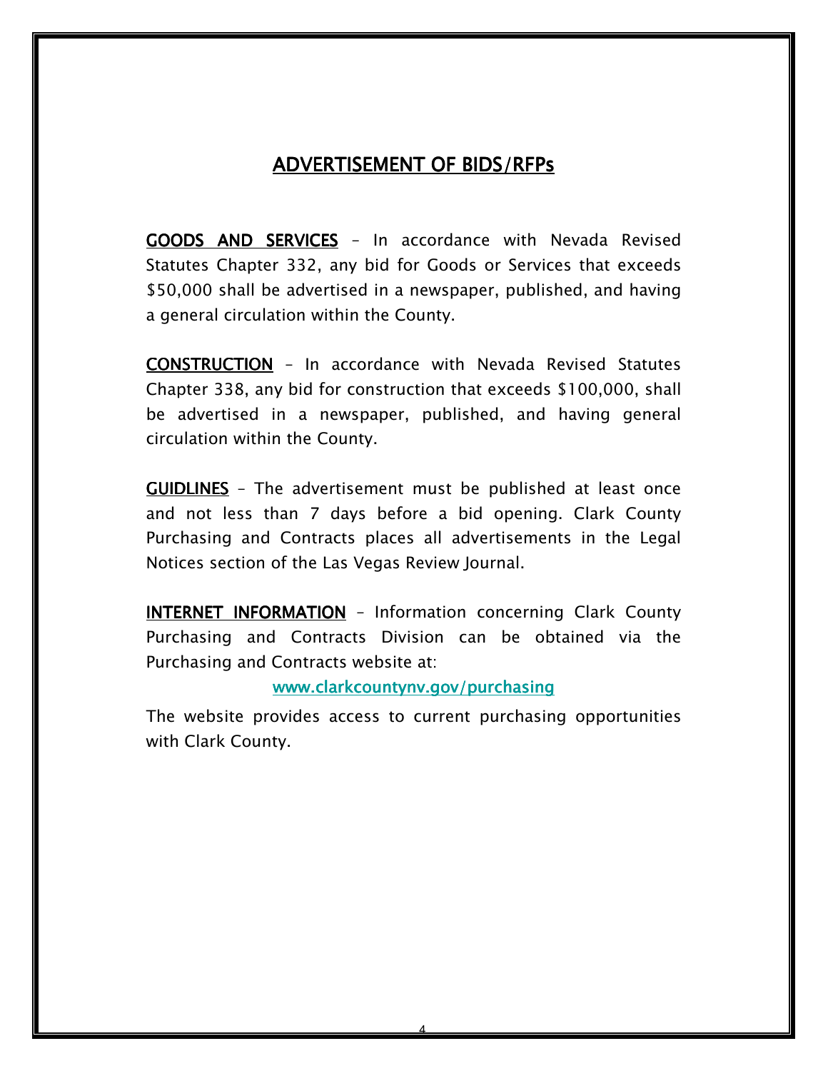# ADVERTISEMENT OF BIDS/RFPs

**GOODS AND SERVICES** – In accordance with Nevada Revised Statutes Chapter 332, any bid for Goods or Services that exceeds $50,000 shall be advertised in a newspaper, published, and having a general circulation within the County.

**CONSTRUCTION** – In accordance with Nevada Revised Statutes Chapter 338, any bid for construction that exceeds $100,000, shall be advertised in a newspaper, published, and having general circulation within the County.

**GUIDLINES** – The advertisement must be published at least once and not less than 7 days before a bid opening. Clark County Purchasing and Contracts places all advertisements in the Legal Notices section of the Las Vegas Review Journal.

**INTERNET INFORMATION** – Information concerning Clark County Purchasing and Contracts Division can be obtained via the Purchasing and Contracts website at:

www.clarkcountynv.gov/purchasing

The website provides access to current purchasing opportunities with Clark County.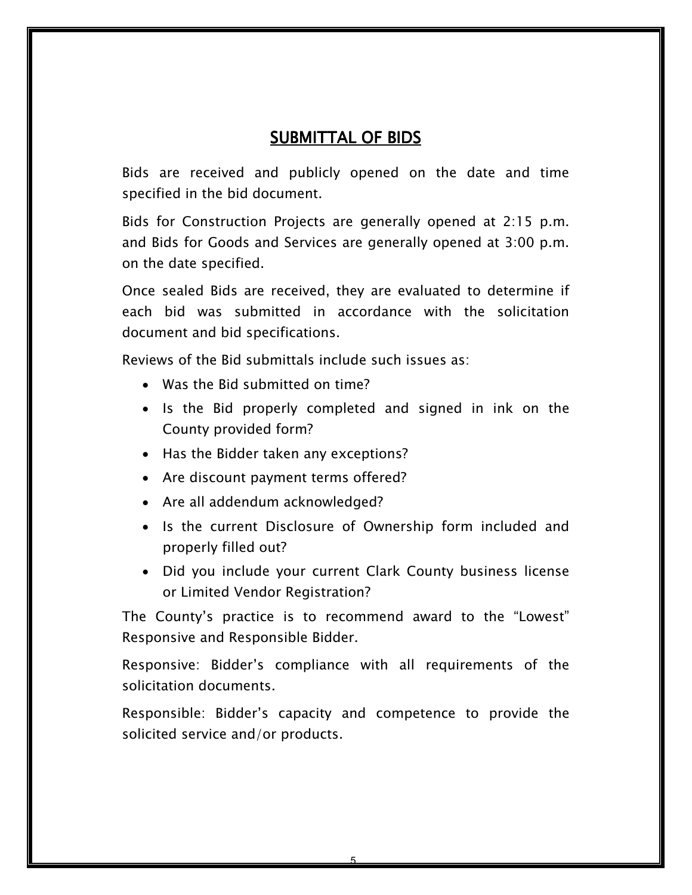## SUBMITTAL OF BIDS

Bids are received and publicly opened on the date and time specified in the bid document.

Bids for Construction Projects are generally opened at 2:15 p.m. and Bids for Goods and Services are generally opened at 3:00 p.m. on the date specified.

Once sealed Bids are received, they are evaluated to determine if each bid was submitted in accordance with the solicitation document and bid specifications.

Reviews of the Bid submittals include such issues as:

- Was the Bid submitted on time?
- Is the Bid properly completed and signed in ink on the County provided form?
- Has the Bidder taken any exceptions?
- Are discount payment terms offered?
- Are all addendum acknowledged?
- Is the current Disclosure of Ownership form included and properly filled out?
- Did you include your current Clark County business license or Limited Vendor Registration?

The County's practice is to recommend award to the "Lowest" Responsive and Responsible Bidder.

Responsive: Bidder's compliance with all requirements of the solicitation documents.

Responsible: Bidder's capacity and competence to provide the solicited service and/or products.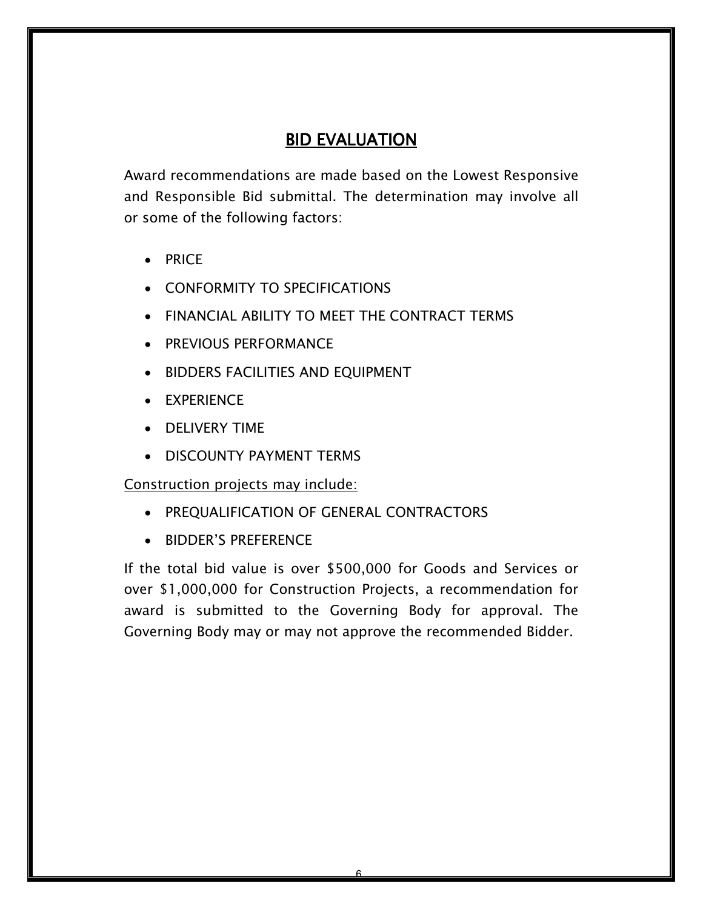## BID EVALUATION

Award recommendations are made based on the Lowest Responsive and Responsible Bid submittal. The determination may involve all or some of the following factors:

- PRICE
- CONFORMITY TO SPECIFICATIONS
- FINANCIAL ABILITY TO MEET THE CONTRACT TERMS
- PREVIOUS PERFORMANCE
- BIDDERS FACILITIES AND EQUIPMENT
- EXPERIENCE
- DELIVERY TIME
- DISCOUNTY PAYMENT TERMS

Construction projects may include:

- PREQUALIFICATION OF GENERAL CONTRACTORS
- BIDDER'S PREFERENCE

If the total bid value is over $500,000 for Goods and Services or over $1,000,000 for Construction Projects, a recommendation for award is submitted to the Governing Body for approval. The Governing Body may or may not approve the recommended Bidder.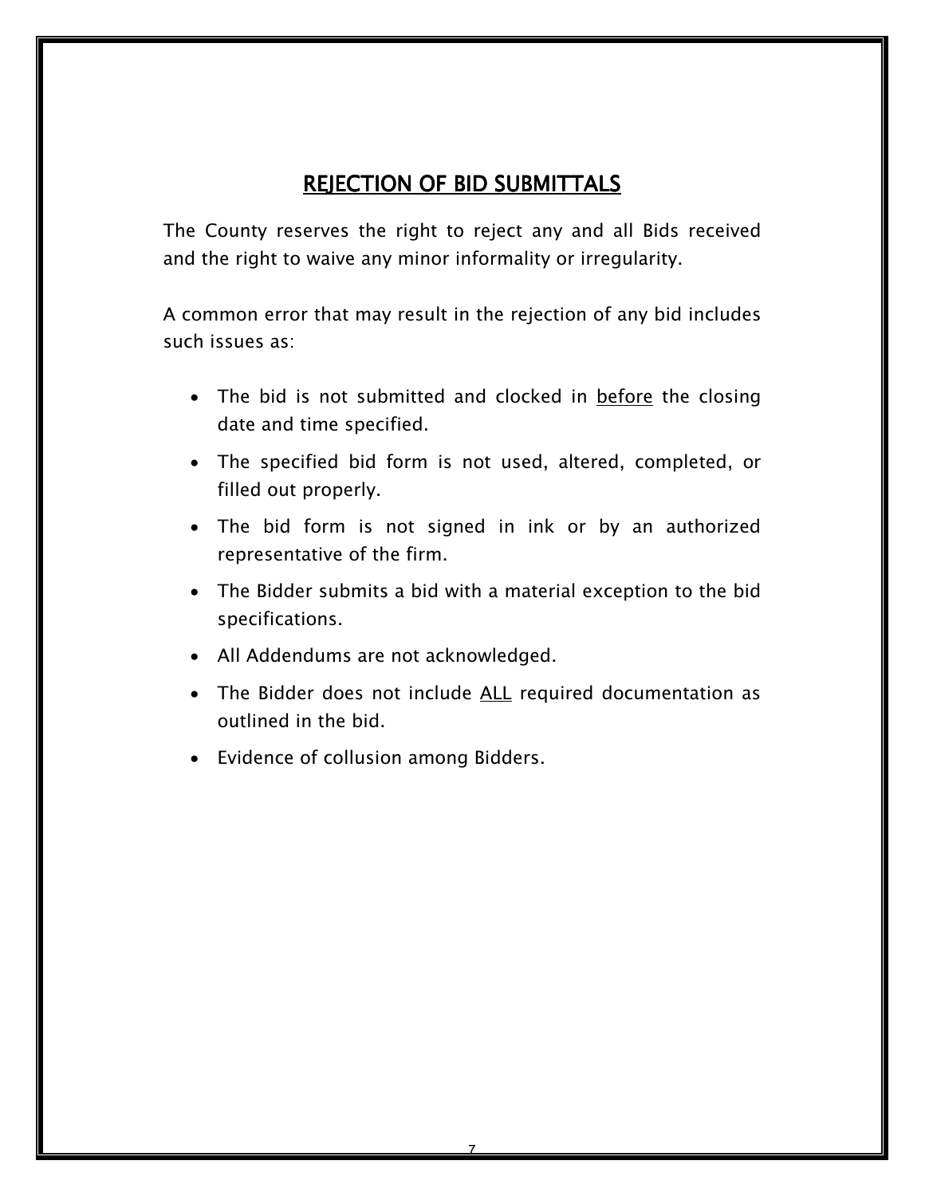# REJECTION OF BID SUBMITTALS

The County reserves the right to reject any and all Bids received and the right to waive any minor informality or irregularity.

A common error that may result in the rejection of any bid includes such issues as:

- The bid is not submitted and clocked in before the closing date and time specified.
- The specified bid form is not used, altered, completed, or filled out properly.
- The bid form is not signed in ink or by an authorized representative of the firm.
- The Bidder submits a bid with a material exception to the bid specifications.
- All Addendums are not acknowledged.
- The Bidder does not include ALL required documentation as outlined in the bid.
- Evidence of collusion among Bidders.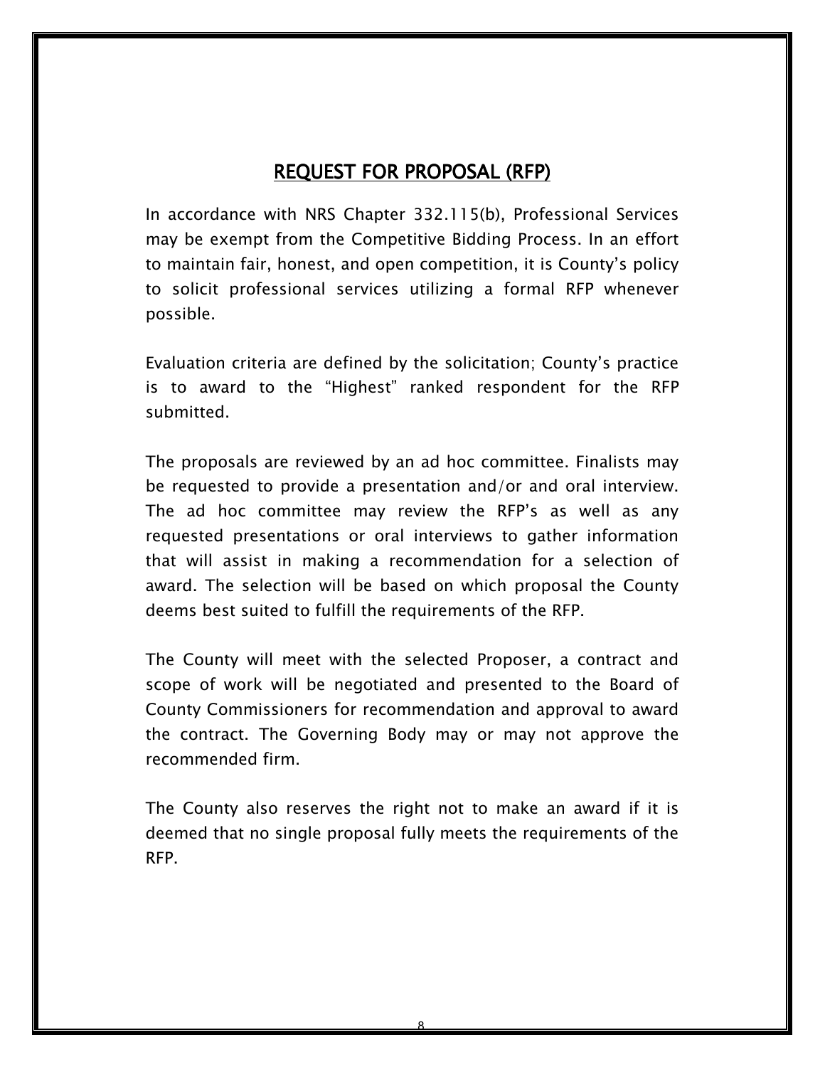# REQUEST FOR PROPOSAL (RFP)

In accordance with NRS Chapter 332.115(b), Professional Services may be exempt from the Competitive Bidding Process. In an effort to maintain fair, honest, and open competition, it is County's policy to solicit professional services utilizing a formal RFP whenever possible.

Evaluation criteria are defined by the solicitation; County's practice is to award to the "Highest" ranked respondent for the RFP submitted.

The proposals are reviewed by an ad hoc committee. Finalists may be requested to provide a presentation and/or and oral interview. The ad hoc committee may review the RFP's as well as any requested presentations or oral interviews to gather information that will assist in making a recommendation for a selection of award. The selection will be based on which proposal the County deems best suited to fulfill the requirements of the RFP.

The County will meet with the selected Proposer, a contract and scope of work will be negotiated and presented to the Board of County Commissioners for recommendation and approval to award the contract. The Governing Body may or may not approve the recommended firm.

The County also reserves the right not to make an award if it is deemed that no single proposal fully meets the requirements of the RFP.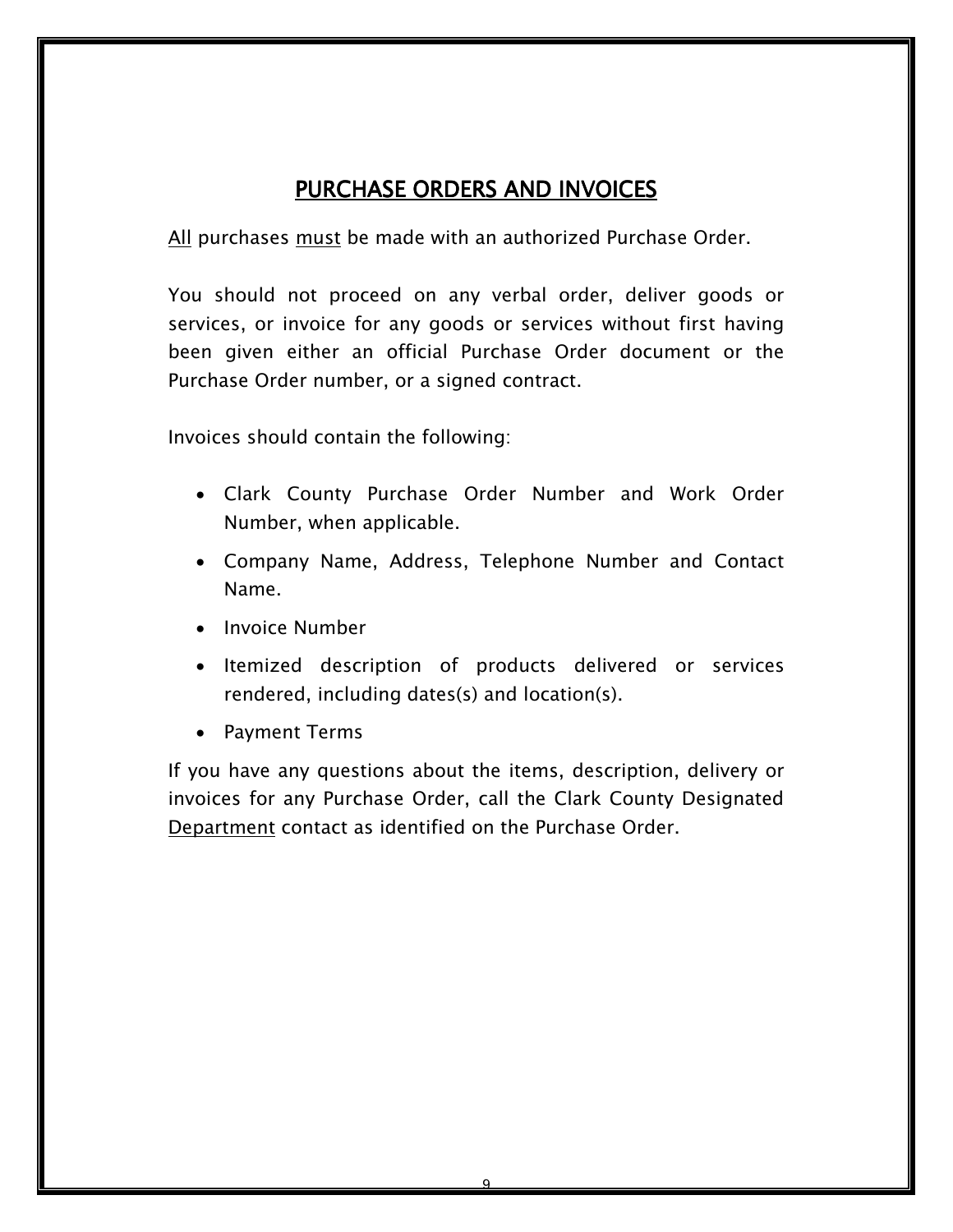## PURCHASE ORDERS AND INVOICES

All purchases must be made with an authorized Purchase Order.

You should not proceed on any verbal order, deliver goods or services, or invoice for any goods or services without first having been given either an official Purchase Order document or the Purchase Order number, or a signed contract.

Invoices should contain the following:

- Clark County Purchase Order Number and Work Order Number, when applicable.
- Company Name, Address, Telephone Number and Contact Name.
- Invoice Number
- Itemized description of products delivered or services rendered, including dates(s) and location(s).
- Payment Terms

If you have any questions about the items, description, delivery or invoices for any Purchase Order, call the Clark County Designated Department contact as identified on the Purchase Order.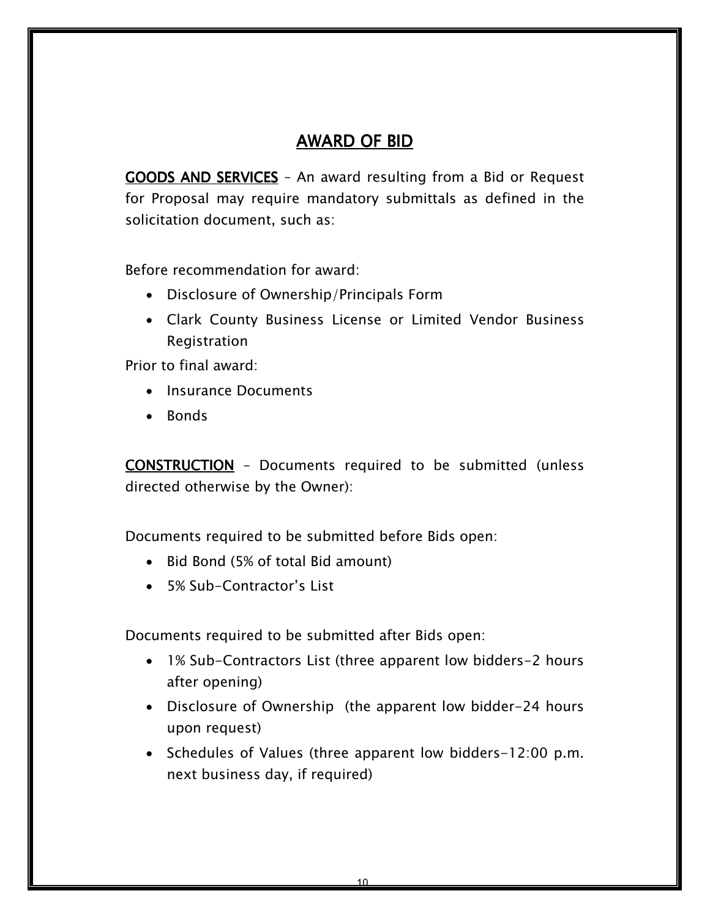# AWARD OF BID

**GOODS AND SERVICES** – An award resulting from a Bid or Request for Proposal may require mandatory submittals as defined in the solicitation document, such as:

Before recommendation for award:

- Disclosure of Ownership/Principals Form
- Clark County Business License or Limited Vendor Business Registration

Prior to final award:

- Insurance Documents
- Bonds

**CONSTRUCTION** – Documents required to be submitted (unless directed otherwise by the Owner):

Documents required to be submitted before Bids open:

- Bid Bond (5% of total Bid amount)
- 5% Sub-Contractor's List

Documents required to be submitted after Bids open:

- 1% Sub-Contractors List (three apparent low bidders-2 hours after opening)
- Disclosure of Ownership (the apparent low bidder-24 hours upon request)
- Schedules of Values (three apparent low bidders-12:00 p.m. next business day, if required)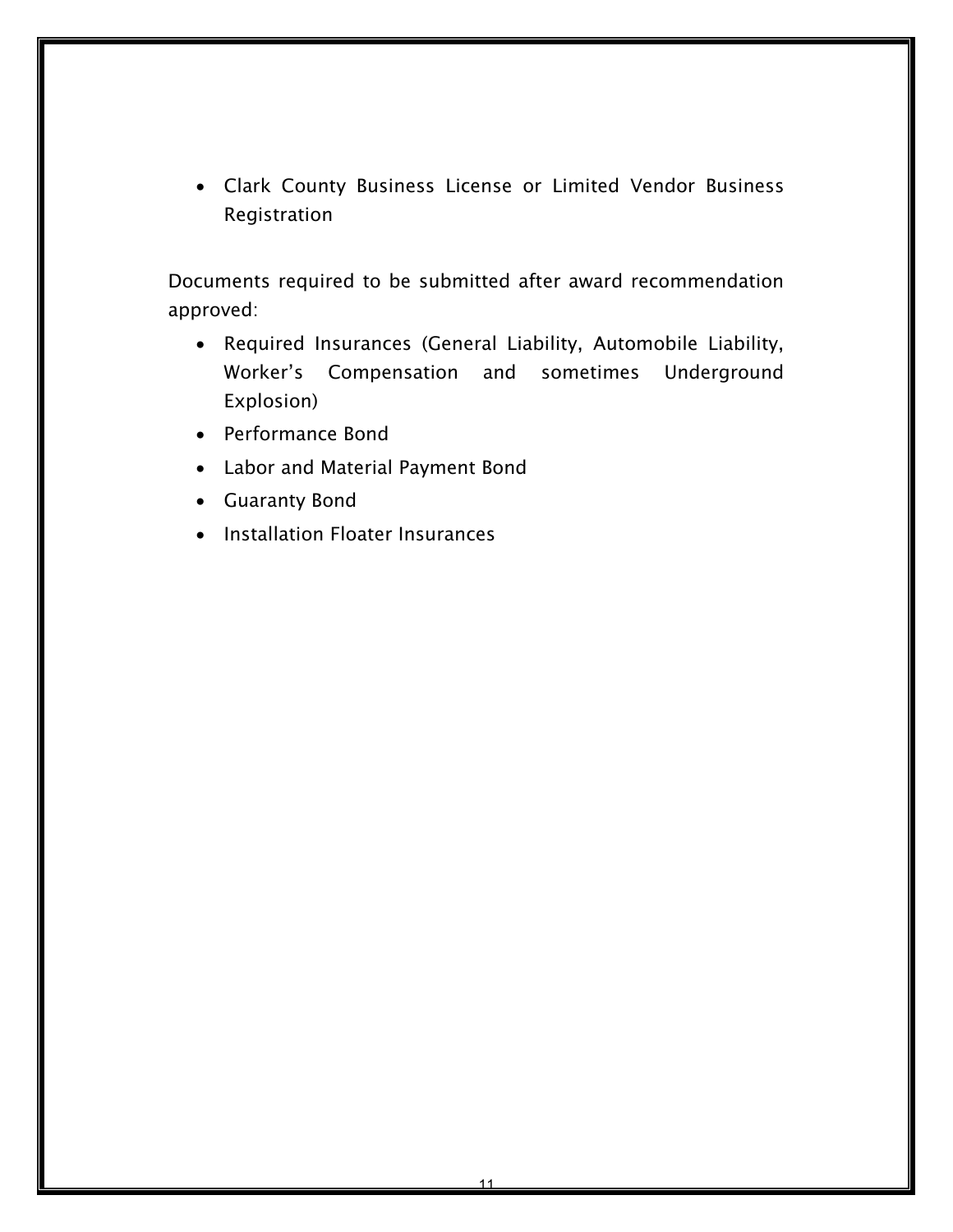- Clark County Business License or Limited Vendor Business Registration

Documents required to be submitted after award recommendation approved:

- Required Insurances (General Liability, Automobile Liability, Worker's Compensation and sometimes Underground Explosion)
- Performance Bond
- Labor and Material Payment Bond
- Guaranty Bond
- Installation Floater Insurances